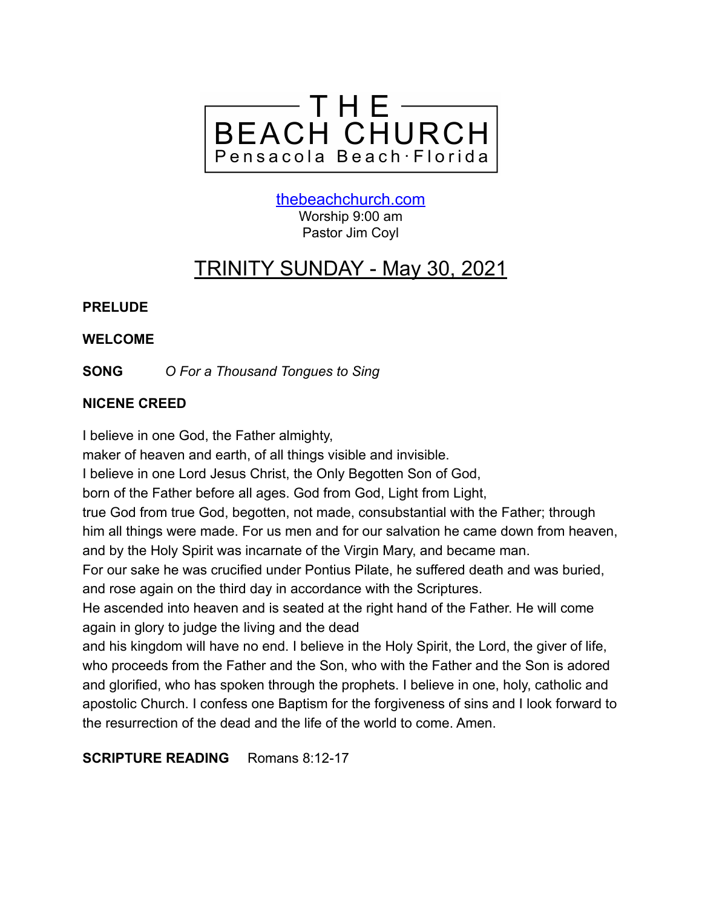# THE BEACH CHURCH
Pensacola Beach · Florida

[thebeachchurch.com](thebeachchurch.com)
Worship 9:00 am
Pastor Jim Coyl

## TRINITY SUNDAY - May 30, 2021

**PRELUDE**

**WELCOME**

**SONG** *O For a Thousand Tongues to Sing*

**NICENE CREED**

I believe in one God, the Father almighty,
maker of heaven and earth, of all things visible and invisible.
I believe in one Lord Jesus Christ, the Only Begotten Son of God,
born of the Father before all ages. God from God, Light from Light,
true God from true God, begotten, not made, consubstantial with the Father; through him all things were made. For us men and for our salvation he came down from heaven, and by the Holy Spirit was incarnate of the Virgin Mary, and became man.
For our sake he was crucified under Pontius Pilate, he suffered death and was buried, and rose again on the third day in accordance with the Scriptures.
He ascended into heaven and is seated at the right hand of the Father. He will come again in glory to judge the living and the dead
and his kingdom will have no end. I believe in the Holy Spirit, the Lord, the giver of life, who proceeds from the Father and the Son, who with the Father and the Son is adored and glorified, who has spoken through the prophets. I believe in one, holy, catholic and apostolic Church. I confess one Baptism for the forgiveness of sins and I look forward to the resurrection of the dead and the life of the world to come. Amen.

**SCRIPTURE READING** Romans 8:12-17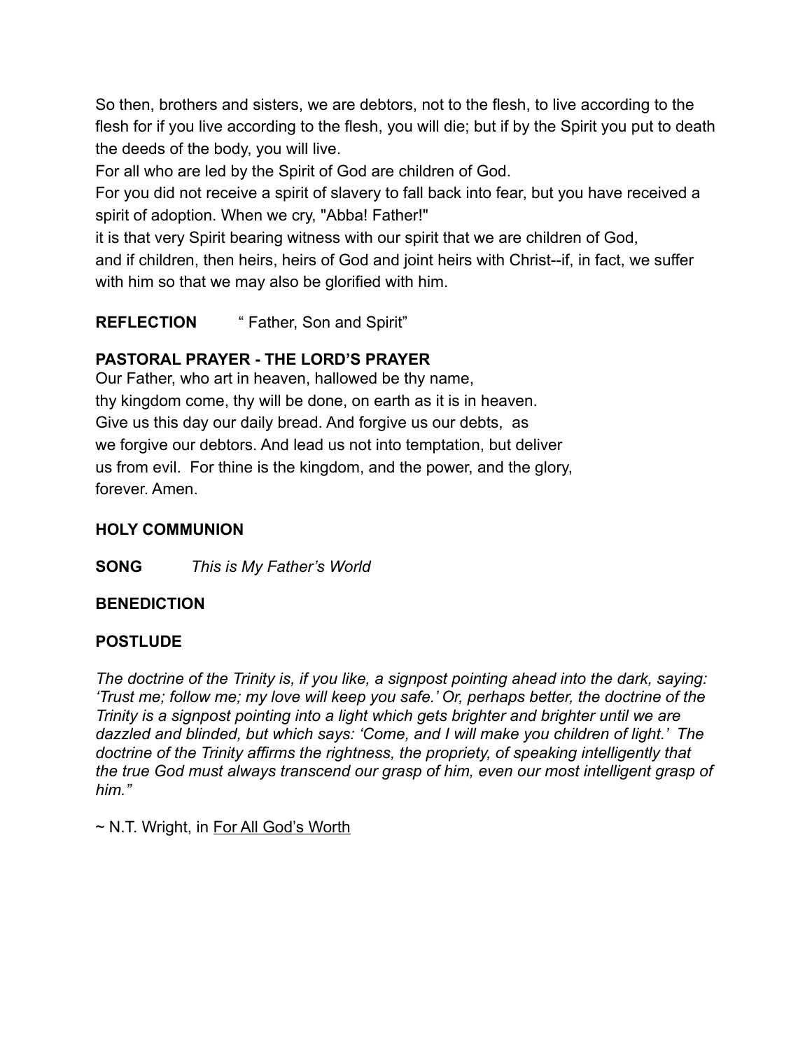So then, brothers and sisters, we are debtors, not to the flesh, to live according to the flesh for if you live according to the flesh, you will die; but if by the Spirit you put to death the deeds of the body, you will live.

For all who are led by the Spirit of God are children of God.

For you did not receive a spirit of slavery to fall back into fear, but you have received a spirit of adoption. When we cry, "Abba! Father!"

it is that very Spirit bearing witness with our spirit that we are children of God,

and if children, then heirs, heirs of God and joint heirs with Christ--if, in fact, we suffer with him so that we may also be glorified with him.

**REFLECTION** " Father, Son and Spirit"

**PASTORAL PRAYER - THE LORD'S PRAYER**

Our Father, who art in heaven, hallowed be thy name,
thy kingdom come, thy will be done, on earth as it is in heaven.
Give us this day our daily bread. And forgive us our debts, as
we forgive our debtors. And lead us not into temptation, but deliver
us from evil. For thine is the kingdom, and the power, and the glory,
forever. Amen.

**HOLY COMMUNION**

**SONG** *This is My Father's World*

**BENEDICTION**

**POSTLUDE**

*The doctrine of the Trinity is, if you like, a signpost pointing ahead into the dark, saying: 'Trust me; follow me; my love will keep you safe.' Or, perhaps better, the doctrine of the Trinity is a signpost pointing into a light which gets brighter and brighter until we are dazzled and blinded, but which says: 'Come, and I will make you children of light.' The doctrine of the Trinity affirms the rightness, the propriety, of speaking intelligently that the true God must always transcend our grasp of him, even our most intelligent grasp of him."*

~ N.T. Wright, in For All God's Worth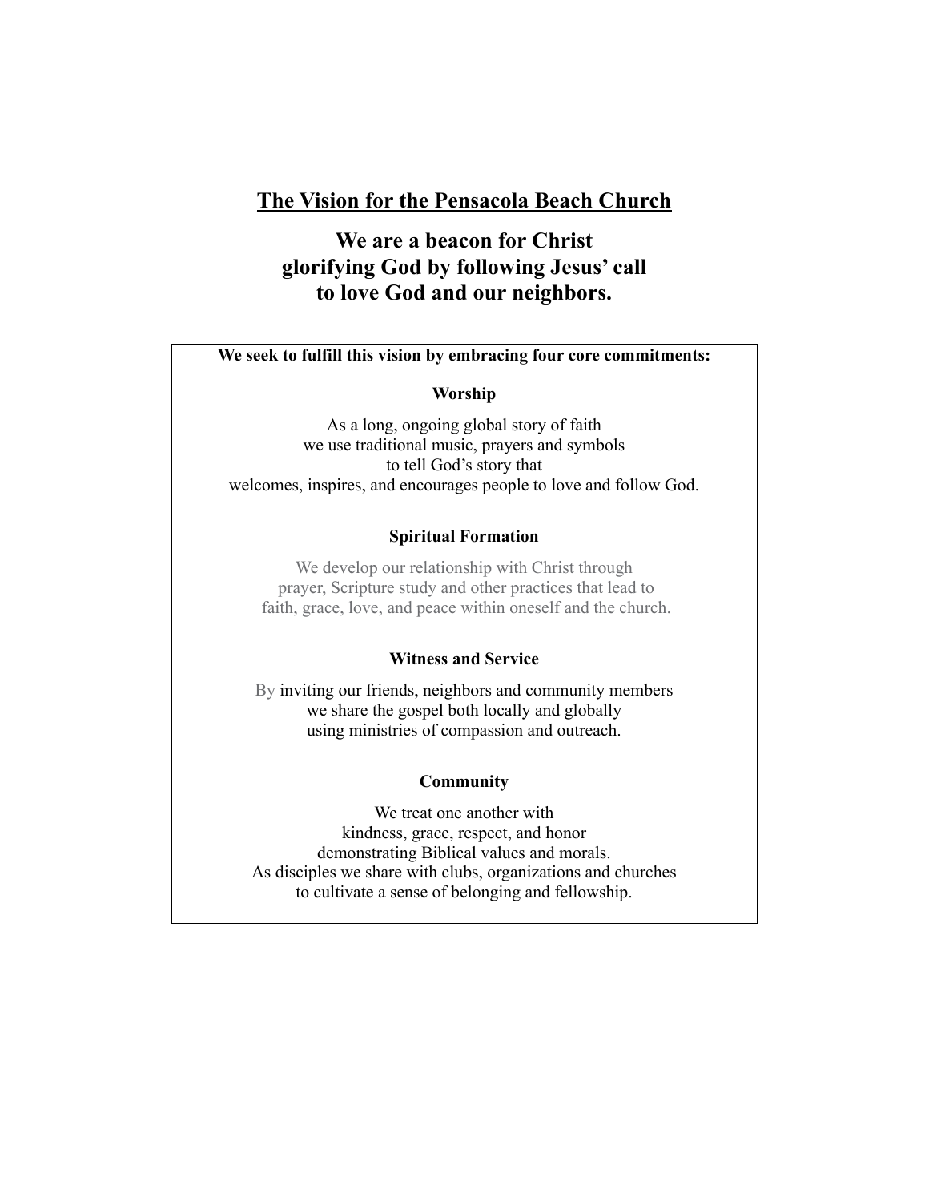# The Vision for the Pensacola Beach Church

## We are a beacon for Christ glorifying God by following Jesus' call to love God and our neighbors.

**We seek to fulfill this vision by embracing four core commitments:**

**Worship**

As a long, ongoing global story of faith
we use traditional music, prayers and symbols
to tell God's story that
welcomes, inspires, and encourages people to love and follow God.

**Spiritual Formation**

We develop our relationship with Christ through
prayer, Scripture study and other practices that lead to
faith, grace, love, and peace within oneself and the church.

**Witness and Service**

By inviting our friends, neighbors and community members
we share the gospel both locally and globally
using ministries of compassion and outreach.

**Community**

We treat one another with
kindness, grace, respect, and honor
demonstrating Biblical values and morals.
As disciples we share with clubs, organizations and churches
to cultivate a sense of belonging and fellowship.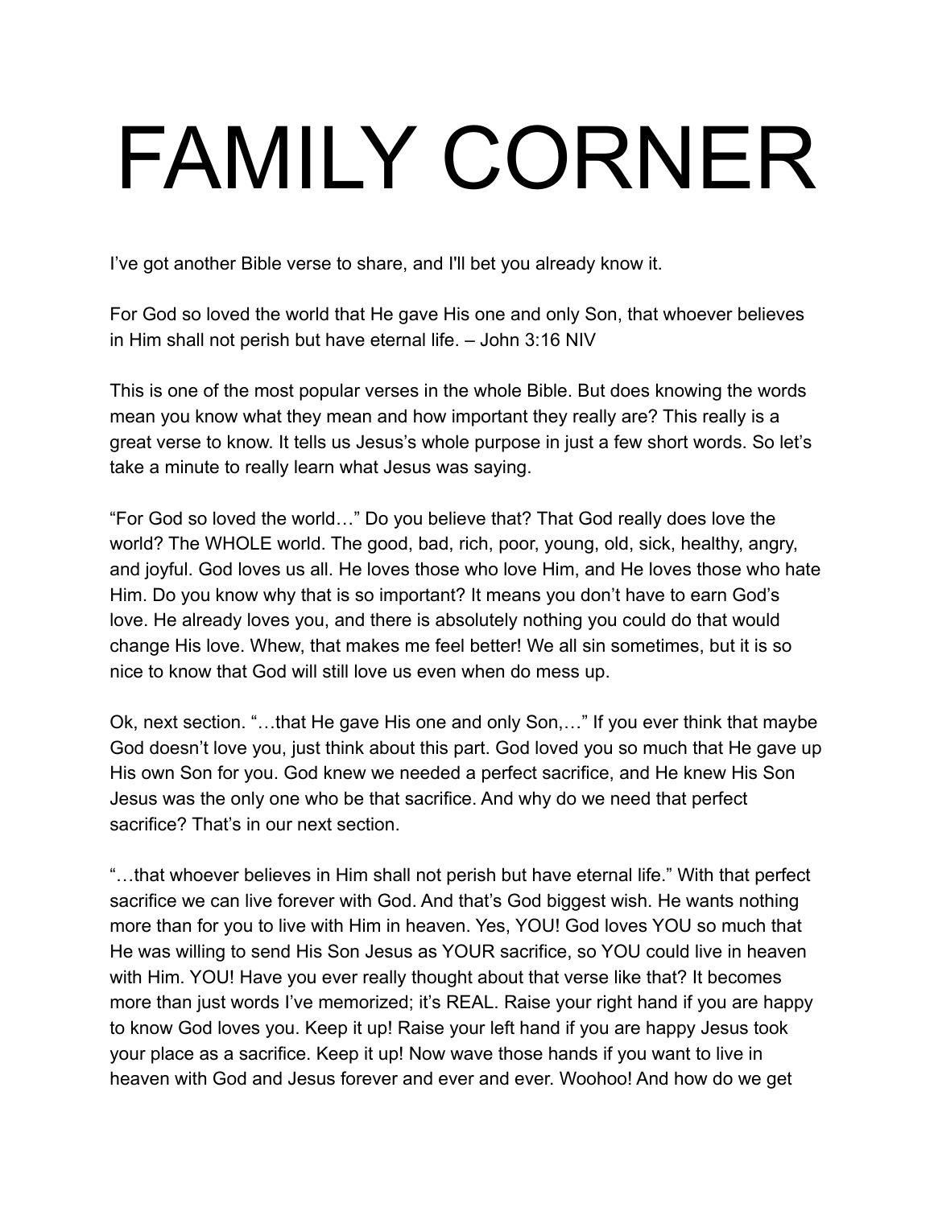# FAMILY CORNER

I've got another Bible verse to share, and I'll bet you already know it.

For God so loved the world that He gave His one and only Son, that whoever believes in Him shall not perish but have eternal life. – John 3:16 NIV

This is one of the most popular verses in the whole Bible. But does knowing the words mean you know what they mean and how important they really are? This really is a great verse to know. It tells us Jesus's whole purpose in just a few short words. So let's take a minute to really learn what Jesus was saying.

"For God so loved the world…" Do you believe that? That God really does love the world? The WHOLE world. The good, bad, rich, poor, young, old, sick, healthy, angry, and joyful. God loves us all. He loves those who love Him, and He loves those who hate Him. Do you know why that is so important? It means you don't have to earn God's love. He already loves you, and there is absolutely nothing you could do that would change His love. Whew, that makes me feel better! We all sin sometimes, but it is so nice to know that God will still love us even when do mess up.

Ok, next section. "…that He gave His one and only Son,…" If you ever think that maybe God doesn't love you, just think about this part. God loved you so much that He gave up His own Son for you. God knew we needed a perfect sacrifice, and He knew His Son Jesus was the only one who be that sacrifice. And why do we need that perfect sacrifice? That's in our next section.

"…that whoever believes in Him shall not perish but have eternal life." With that perfect sacrifice we can live forever with God. And that's God biggest wish. He wants nothing more than for you to live with Him in heaven. Yes, YOU! God loves YOU so much that He was willing to send His Son Jesus as YOUR sacrifice, so YOU could live in heaven with Him. YOU! Have you ever really thought about that verse like that? It becomes more than just words I've memorized; it's REAL. Raise your right hand if you are happy to know God loves you. Keep it up! Raise your left hand if you are happy Jesus took your place as a sacrifice. Keep it up! Now wave those hands if you want to live in heaven with God and Jesus forever and ever and ever. Woohoo! And how do we get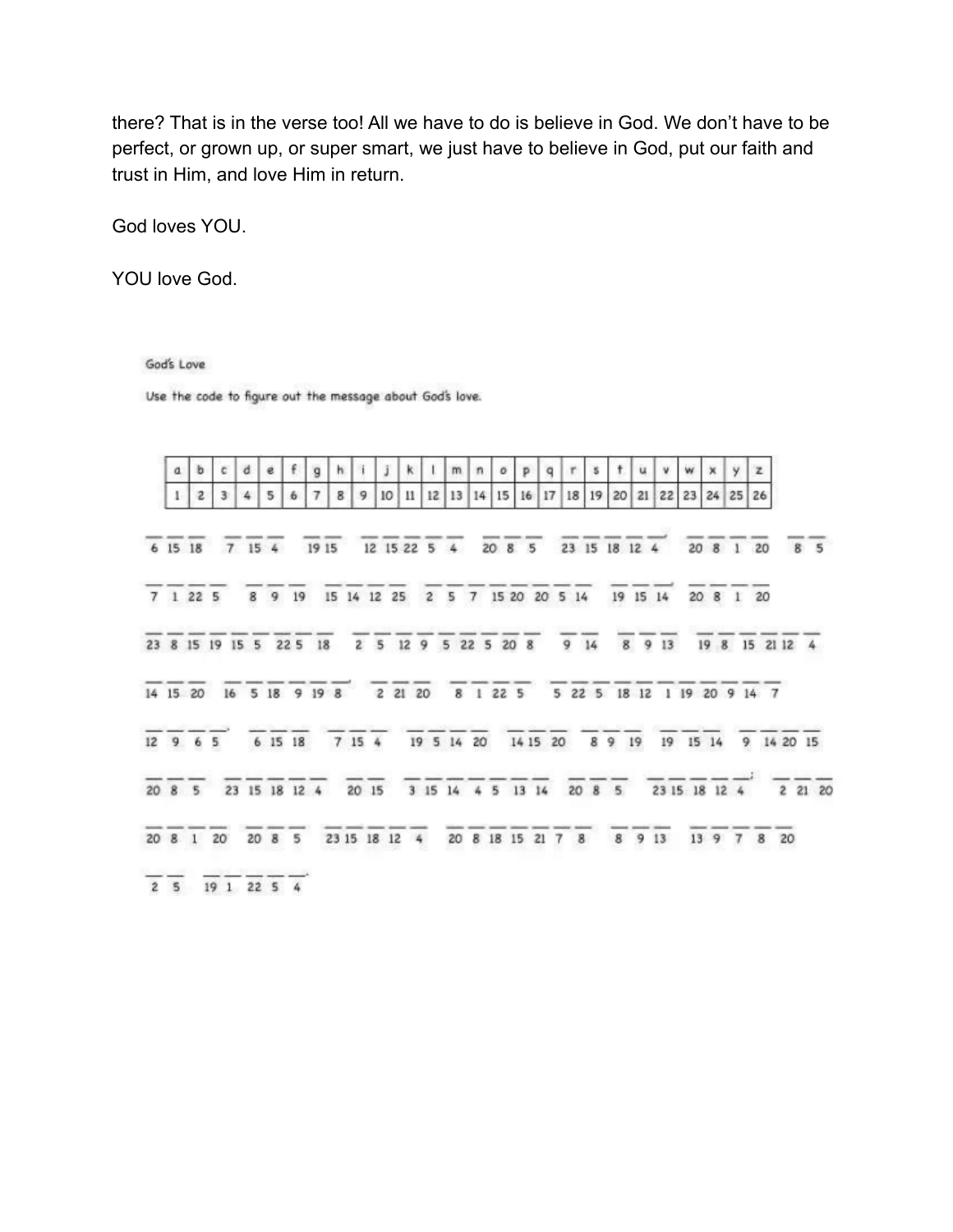there? That is in the verse too! All we have to do is believe in God. We don't have to be perfect, or grown up, or super smart, we just have to believe in God, put our faith and trust in Him, and love Him in return.

God loves YOU.

YOU love God.

God's Love

Use the code to figure out the message about God's love.

| a | b | c | d | e | f | g | h | i | j | k | l | m | n | o | p | q | r | s | t | u | v | w | x | y | z |
|---|---|---|---|---|---|---|---|---|---|---|---|---|---|---|---|---|---|---|---|---|---|---|---|---|---|
| 1 | 2 | 3 | 4 | 5 | 6 | 7 | 8 | 9 | 10 | 11 | 12 | 13 | 14 | 15 | 16 | 17 | 18 | 19 | 20 | 21 | 22 | 23 | 24 | 25 | 26 |

6 15 18 &nbsp; 7 15 4 &nbsp; 19 15 &nbsp; 12 15 22 5 4 &nbsp; 20 8 5 &nbsp; 23 15 18 12 4, &nbsp; 20 8 1 20 &nbsp; 8 5

7 1 22 5 &nbsp; 8 9 19 &nbsp; 15 14 12 25 &nbsp; 2 5 7 15 20 20 5 14 &nbsp; 19 15 14, &nbsp; 20 8 1 20

23 8 15 19 15 5 22 5 18 &nbsp; 2 5 12 9 5 22 5 20 8 &nbsp; 9 14 &nbsp; 8 9 13 &nbsp; 19 8 15 21 12 4

14 15 20 &nbsp; 16 5 18 9 19 8, &nbsp; 2 21 20 &nbsp; 8 1 22 5 &nbsp; 5 22 5 18 12 1 19 20 9 14 7

12 9 6 5. &nbsp; 6 15 18 &nbsp; 7 15 4 &nbsp; 19 5 14 20 &nbsp; 14 15 20 &nbsp; 8 9 19 &nbsp; 19 15 14 &nbsp; 9 14 20 15

20 8 5 &nbsp; 23 15 18 12 4 &nbsp; 20 15 &nbsp; 3 15 14 4 5 13 14 &nbsp; 20 8 5 &nbsp; 23 15 18 12 4; &nbsp; 2 21 20

20 8 1 20 &nbsp; 20 8 5 &nbsp; 23 15 18 12 4 &nbsp; 20 8 18 15 21 7 8 &nbsp; 8 9 13 &nbsp; 13 9 7 8 20

2 5 &nbsp; 19 1 22 5 4.